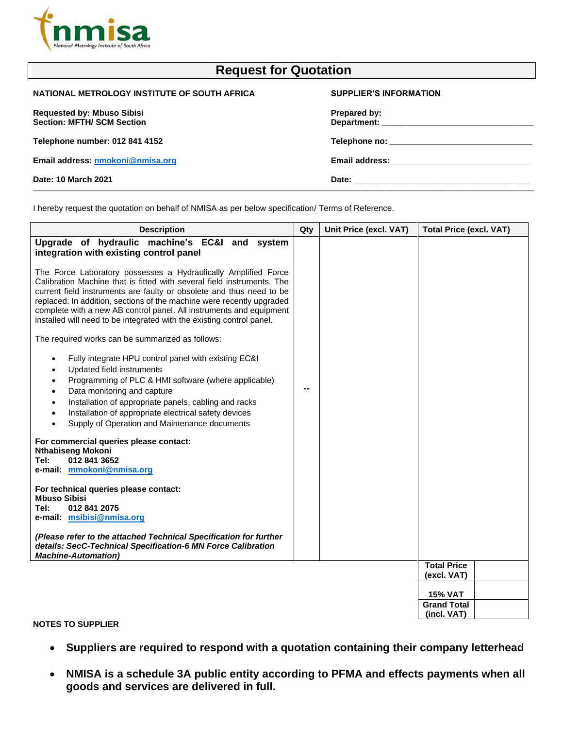nmisa
National Metrology Institute of South Africa

# Request for Quotation

| NATIONAL METROLOGY INSTITUTE OF SOUTH AFRICA | SUPPLIER'S INFORMATION |
|---|---|
| **Requested by: Mbuso Sibisi**<br>**Section: MFTH/ SCM Section** | **Prepared by:**<br>**Department:** ______________________________ |
| **Telephone number: 012 841 4152** | **Telephone no:** ______________________________ |
| **Email address: nmokoni@nmisa.org** | **Email address:** ______________________________ |
| **Date: 10 March 2021** | **Date:** ______________________________ |

I hereby request the quotation on behalf of NMISA as per below specification/ Terms of Reference.

| Description | Qty | Unit Price (excl. VAT) | Total Price (excl. VAT) |
|---|---|---|---|
| **Upgrade of hydraulic machine's EC&I and system integration with existing control panel**<br><br>The Force Laboratory possesses a Hydraulically Amplified Force Calibration Machine that is fitted with several field instruments. The current field instruments are faulty or obsolete and thus need to be replaced. In addition, sections of the machine were recently upgraded complete with a new AB control panel. All instruments and equipment installed will need to be integrated with the existing control panel.<br><br>The required works can be summarized as follows:<br><br>• Fully integrate HPU control panel with existing EC&I<br>• Updated field instruments<br>• Programming of PLC & HMI software (where applicable)<br>• Data monitoring and capture<br>• Installation of appropriate panels, cabling and racks<br>• Installation of appropriate electrical safety devices<br>• Supply of Operation and Maintenance documents<br><br>**For commercial queries please contact:**<br>**Nthabiseng Mokoni**<br>**Tel: 012 841 3652**<br>**e-mail: mmokoni@nmisa.org**<br><br>**For technical queries please contact:**<br>**Mbuso Sibisi**<br>**Tel: 012 841 2075**<br>**e-mail: msibisi@nmisa.org**<br><br>***(Please refer to the attached Technical Specification for further details: SecC-Technical Specification-6 MN Force Calibration Machine-Automation)*** | -- | | |
| | | **Total Price (excl. VAT)** | |
| | | **15% VAT** | |
| | | **Grand Total (incl. VAT)** | |

**NOTES TO SUPPLIER**

- **Suppliers are required to respond with a quotation containing their company letterhead**
- **NMISA is a schedule 3A public entity according to PFMA and effects payments when all goods and services are delivered in full.**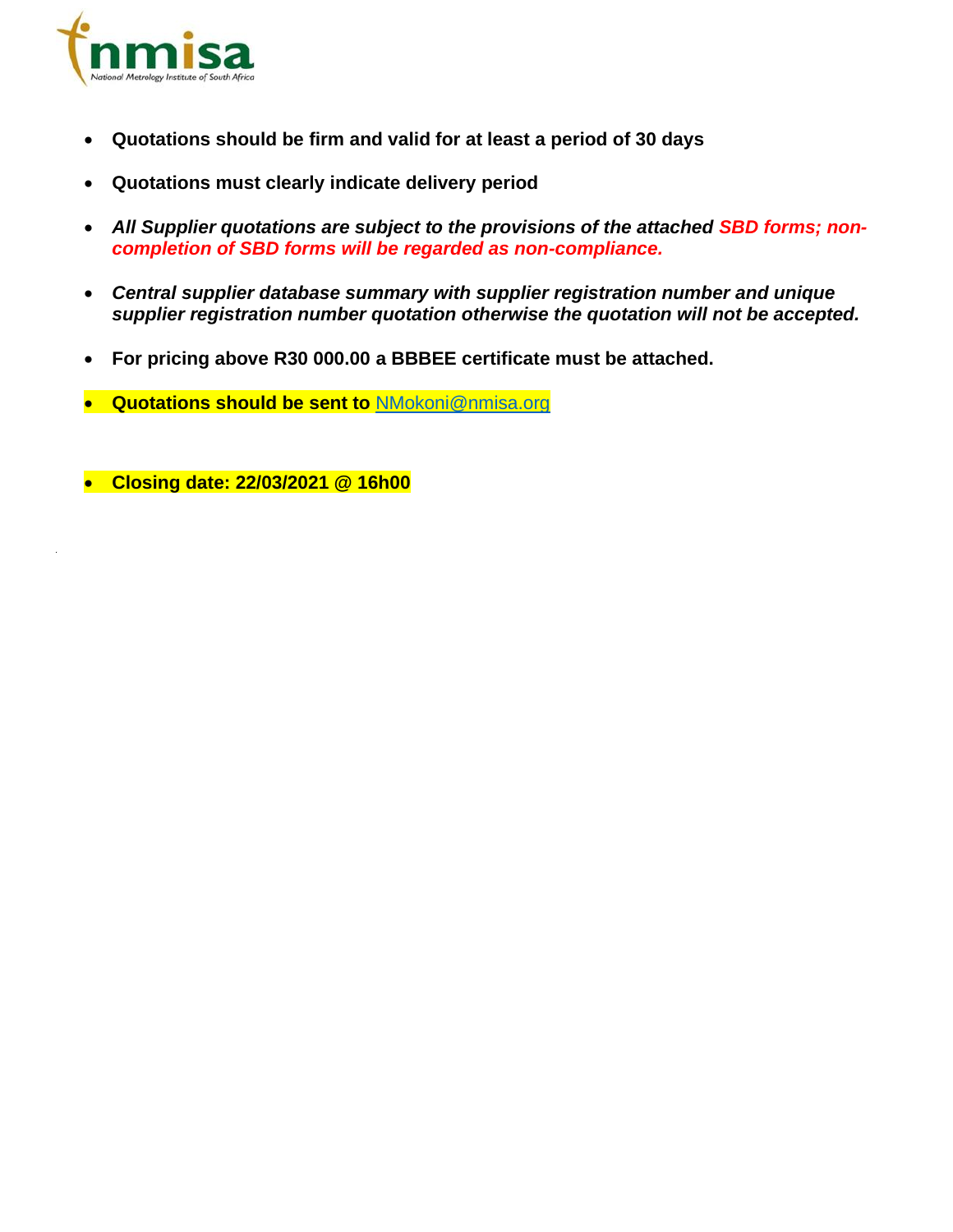- **Quotations should be firm and valid for at least a period of 30 days**

- **Quotations must clearly indicate delivery period**

- ***All Supplier quotations are subject to the provisions of the attached SBD forms; non-completion of SBD forms will be regarded as non-compliance.***

- ***Central supplier database summary with supplier registration number and unique supplier registration number quotation otherwise the quotation will not be accepted.***

- **For pricing above R30 000.00 a BBBEE certificate must be attached.**

- **Quotations should be sent to** NMokoni@nmisa.org

- **Closing date: 22/03/2021 @ 16h00**